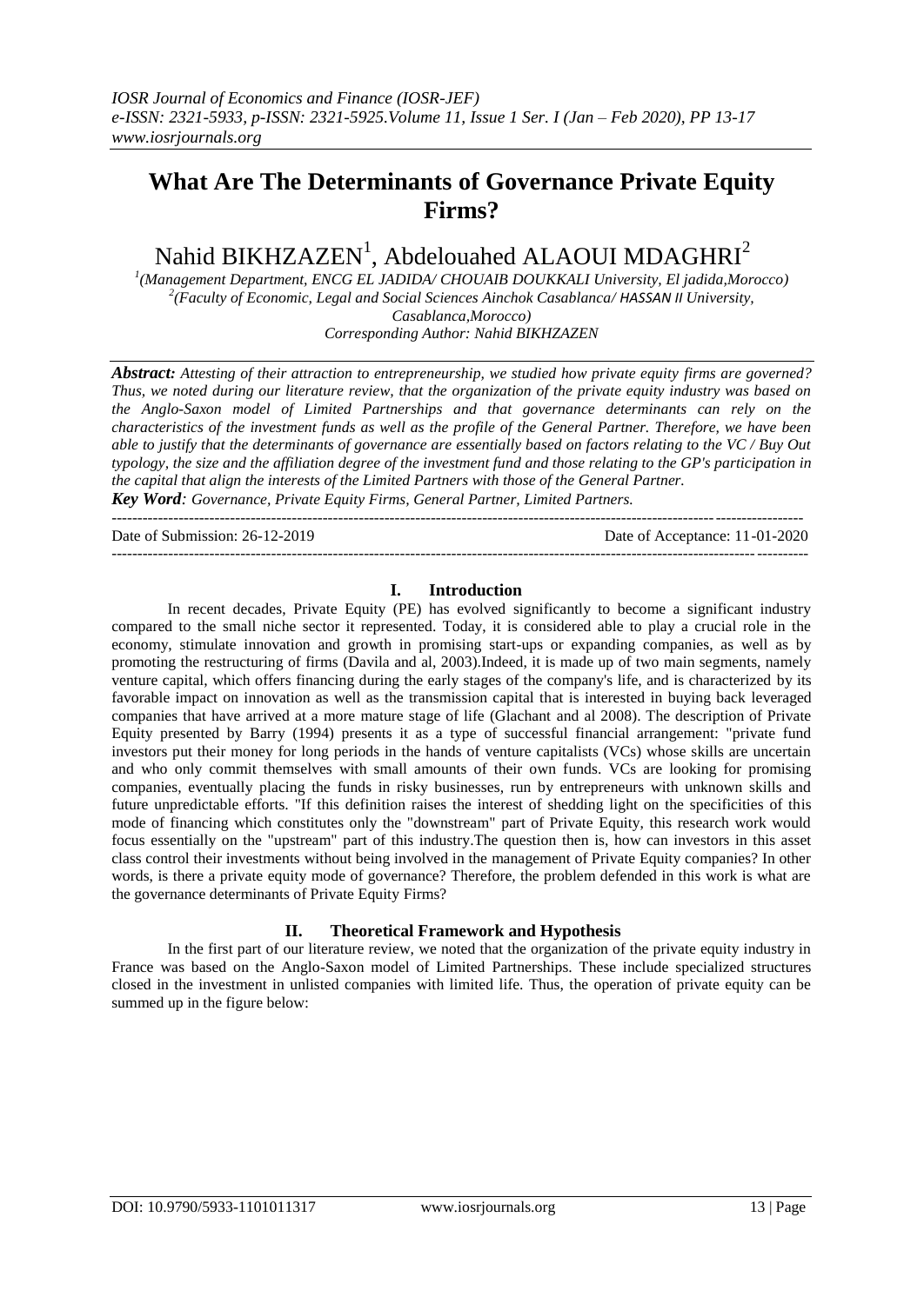# What Are The Determinants of Governance Private Equity Firms?

Nahid BIKHZAZEN[1], Abdelouahed ALAOUI MDAGHRI[2]

[1](Management Department, ENCG EL JADIDA/ CHOUAIB DOUKKALI University, El jadida,Morocco)
[2](Faculty of Economic, Legal and Social Sciences Ainchok Casablanca/ HASSAN II University, Casablanca,Morocco)
Corresponding Author: Nahid BIKHZAZEN

***Abstract:*** *Attesting of their attraction to entrepreneurship, we studied how private equity firms are governed? Thus, we noted during our literature review, that the organization of the private equity industry was based on the Anglo-Saxon model of Limited Partnerships and that governance determinants can rely on the characteristics of the investment funds as well as the profile of the General Partner. Therefore, we have been able to justify that the determinants of governance are essentially based on factors relating to the VC / Buy Out typology, the size and the affiliation degree of the investment fund and those relating to the GP's participation in the capital that align the interests of the Limited Partners with those of the General Partner.*

***Key Word****: Governance, Private Equity Firms, General Partner, Limited Partners.*

---

Date of Submission: 26-12-2019 | Date of Acceptance: 11-01-2020

---

## I. Introduction

In recent decades, Private Equity (PE) has evolved significantly to become a significant industry compared to the small niche sector it represented. Today, it is considered able to play a crucial role in the economy, stimulate innovation and growth in promising start-ups or expanding companies, as well as by promoting the restructuring of firms (Davila and al, 2003).Indeed, it is made up of two main segments, namely venture capital, which offers financing during the early stages of the company's life, and is characterized by its favorable impact on innovation as well as the transmission capital that is interested in buying back leveraged companies that have arrived at a more mature stage of life (Glachant and al 2008). The description of Private Equity presented by Barry (1994) presents it as a type of successful financial arrangement: "private fund investors put their money for long periods in the hands of venture capitalists (VCs) whose skills are uncertain and who only commit themselves with small amounts of their own funds. VCs are looking for promising companies, eventually placing the funds in risky businesses, run by entrepreneurs with unknown skills and future unpredictable efforts. "If this definition raises the interest of shedding light on the specificities of this mode of financing which constitutes only the "downstream" part of Private Equity, this research work would focus essentially on the "upstream" part of this industry.The question then is, how can investors in this asset class control their investments without being involved in the management of Private Equity companies? In other words, is there a private equity mode of governance? Therefore, the problem defended in this work is what are the governance determinants of Private Equity Firms?

## II. Theoretical Framework and Hypothesis

In the first part of our literature review, we noted that the organization of the private equity industry in France was based on the Anglo-Saxon model of Limited Partnerships. These include specialized structures closed in the investment in unlisted companies with limited life. Thus, the operation of private equity can be summed up in the figure below: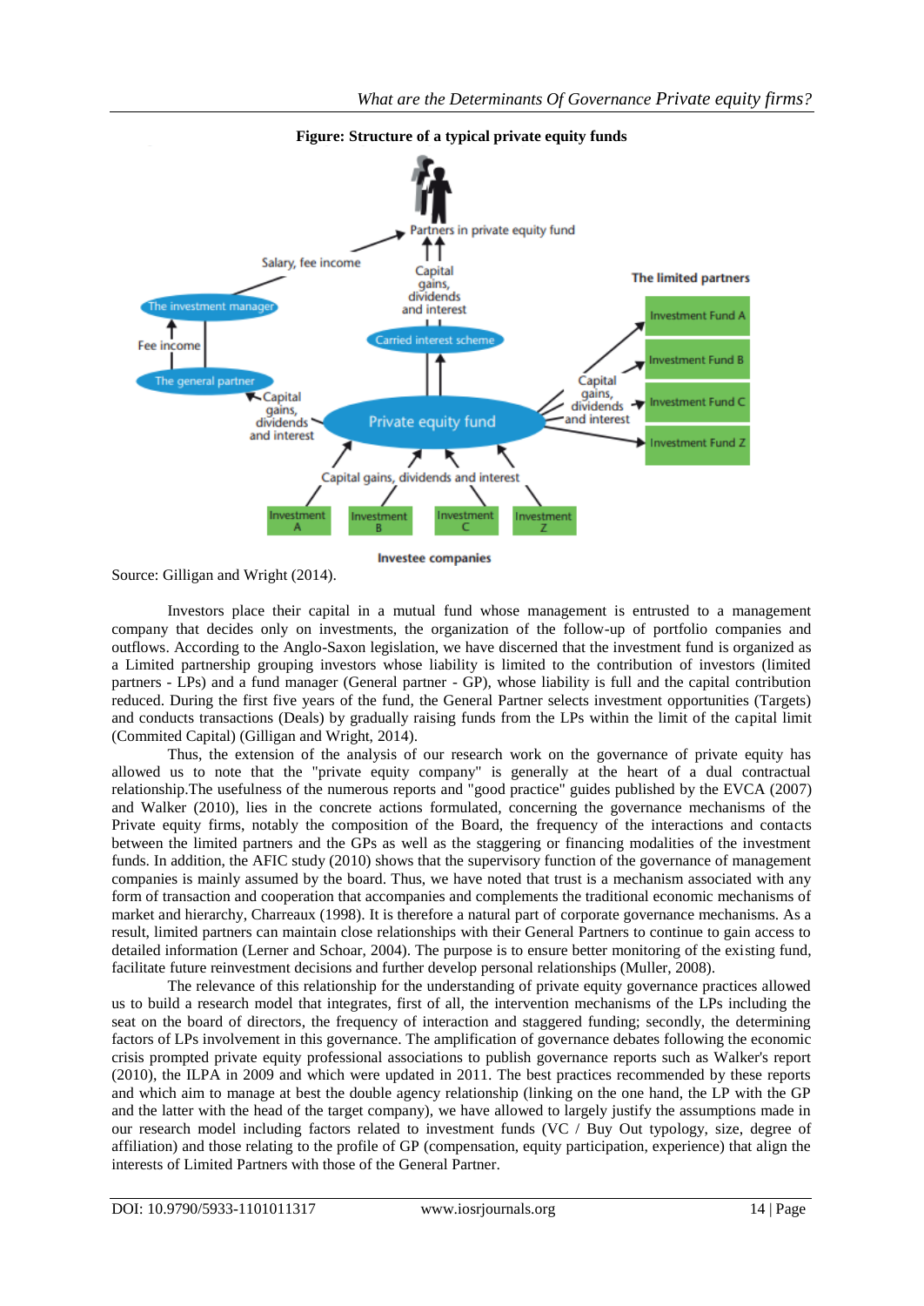**Figure: Structure of a typical private equity funds**

Source: Gilligan and Wright (2014).

Investors place their capital in a mutual fund whose management is entrusted to a management company that decides only on investments, the organization of the follow-up of portfolio companies and outflows. According to the Anglo-Saxon legislation, we have discerned that the investment fund is organized as a Limited partnership grouping investors whose liability is limited to the contribution of investors (limited partners - LPs) and a fund manager (General partner - GP), whose liability is full and the capital contribution reduced. During the first five years of the fund, the General Partner selects investment opportunities (Targets) and conducts transactions (Deals) by gradually raising funds from the LPs within the limit of the capital limit (Commited Capital) (Gilligan and Wright, 2014).

Thus, the extension of the analysis of our research work on the governance of private equity has allowed us to note that the "private equity company" is generally at the heart of a dual contractual relationship.The usefulness of the numerous reports and "good practice" guides published by the EVCA (2007) and Walker (2010), lies in the concrete actions formulated, concerning the governance mechanisms of the Private equity firms, notably the composition of the Board, the frequency of the interactions and contacts between the limited partners and the GPs as well as the staggering or financing modalities of the investment funds. In addition, the AFIC study (2010) shows that the supervisory function of the governance of management companies is mainly assumed by the board. Thus, we have noted that trust is a mechanism associated with any form of transaction and cooperation that accompanies and complements the traditional economic mechanisms of market and hierarchy, Charreaux (1998). It is therefore a natural part of corporate governance mechanisms. As a result, limited partners can maintain close relationships with their General Partners to continue to gain access to detailed information (Lerner and Schoar, 2004). The purpose is to ensure better monitoring of the existing fund, facilitate future reinvestment decisions and further develop personal relationships (Muller, 2008).

The relevance of this relationship for the understanding of private equity governance practices allowed us to build a research model that integrates, first of all, the intervention mechanisms of the LPs including the seat on the board of directors, the frequency of interaction and staggered funding; secondly, the determining factors of LPs involvement in this governance. The amplification of governance debates following the economic crisis prompted private equity professional associations to publish governance reports such as Walker's report (2010), the ILPA in 2009 and which were updated in 2011. The best practices recommended by these reports and which aim to manage at best the double agency relationship (linking on the one hand, the LP with the GP and the latter with the head of the target company), we have allowed to largely justify the assumptions made in our research model including factors related to investment funds (VC / Buy Out typology, size, degree of affiliation) and those relating to the profile of GP (compensation, equity participation, experience) that align the interests of Limited Partners with those of the General Partner.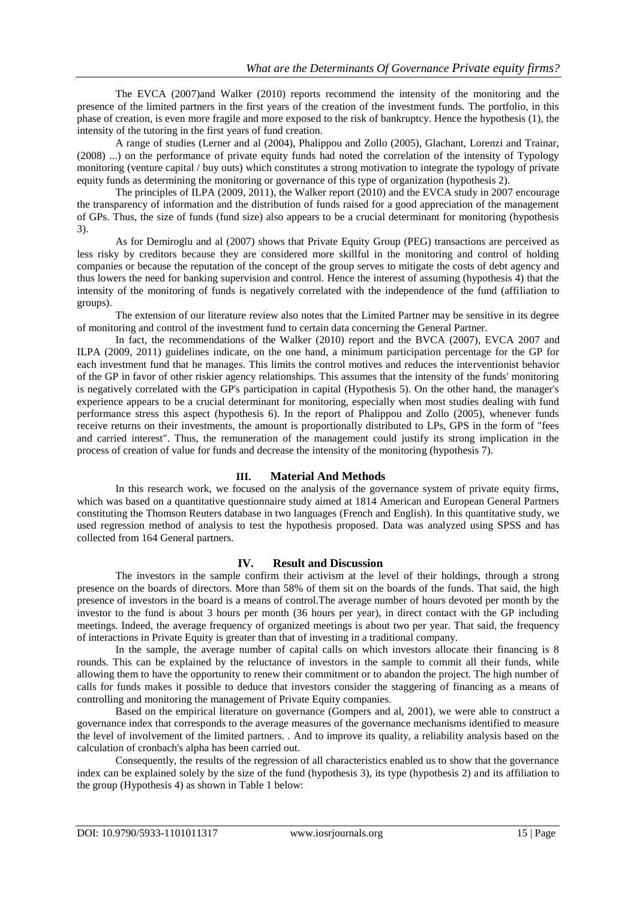The EVCA (2007)and Walker (2010) reports recommend the intensity of the monitoring and the presence of the limited partners in the first years of the creation of the investment funds. The portfolio, in this phase of creation, is even more fragile and more exposed to the risk of bankruptcy. Hence the hypothesis (1), the intensity of the tutoring in the first years of fund creation.

A range of studies (Lerner and al (2004), Phalippou and Zollo (2005), Glachant, Lorenzi and Trainar, (2008) ...) on the performance of private equity funds had noted the correlation of the intensity of Typology monitoring (venture capital / buy outs) which constitutes a strong motivation to integrate the typology of private equity funds as determining the monitoring or governance of this type of organization (hypothesis 2).

The principles of ILPA (2009, 2011), the Walker report (2010) and the EVCA study in 2007 encourage the transparency of information and the distribution of funds raised for a good appreciation of the management of GPs. Thus, the size of funds (fund size) also appears to be a crucial determinant for monitoring (hypothesis 3).

As for Demiroglu and al (2007) shows that Private Equity Group (PEG) transactions are perceived as less risky by creditors because they are considered more skillful in the monitoring and control of holding companies or because the reputation of the concept of the group serves to mitigate the costs of debt agency and thus lowers the need for banking supervision and control. Hence the interest of assuming (hypothesis 4) that the intensity of the monitoring of funds is negatively correlated with the independence of the fund (affiliation to groups).

The extension of our literature review also notes that the Limited Partner may be sensitive in its degree of monitoring and control of the investment fund to certain data concerning the General Partner.

In fact, the recommendations of the Walker (2010) report and the BVCA (2007), EVCA 2007 and ILPA (2009, 2011) guidelines indicate, on the one hand, a minimum participation percentage for the GP for each investment fund that he manages. This limits the control motives and reduces the interventionist behavior of the GP in favor of other riskier agency relationships. This assumes that the intensity of the funds' monitoring is negatively correlated with the GP's participation in capital (Hypothesis 5). On the other hand, the manager's experience appears to be a crucial determinant for monitoring, especially when most studies dealing with fund performance stress this aspect (hypothesis 6). In the report of Phalippou and Zollo (2005), whenever funds receive returns on their investments, the amount is proportionally distributed to LPs, GPS in the form of "fees and carried interest". Thus, the remuneration of the management could justify its strong implication in the process of creation of value for funds and decrease the intensity of the monitoring (hypothesis 7).

## III. Material And Methods

In this research work, we focused on the analysis of the governance system of private equity firms, which was based on a quantitative questionnaire study aimed at 1814 American and European General Partners constituting the Thomson Reuters database in two languages (French and English). In this quantitative study, we used regression method of analysis to test the hypothesis proposed. Data was analyzed using SPSS and has collected from 164 General partners.

## IV. Result and Discussion

The investors in the sample confirm their activism at the level of their holdings, through a strong presence on the boards of directors. More than 58% of them sit on the boards of the funds. That said, the high presence of investors in the board is a means of control.The average number of hours devoted per month by the investor to the fund is about 3 hours per month (36 hours per year), in direct contact with the GP including meetings. Indeed, the average frequency of organized meetings is about two per year. That said, the frequency of interactions in Private Equity is greater than that of investing in a traditional company.

In the sample, the average number of capital calls on which investors allocate their financing is 8 rounds. This can be explained by the reluctance of investors in the sample to commit all their funds, while allowing them to have the opportunity to renew their commitment or to abandon the project. The high number of calls for funds makes it possible to deduce that investors consider the staggering of financing as a means of controlling and monitoring the management of Private Equity companies.

Based on the empirical literature on governance (Gompers and al, 2001), we were able to construct a governance index that corresponds to the average measures of the governance mechanisms identified to measure the level of involvement of the limited partners. . And to improve its quality, a reliability analysis based on the calculation of cronbach's alpha has been carried out.

Consequently, the results of the regression of all characteristics enabled us to show that the governance index can be explained solely by the size of the fund (hypothesis 3), its type (hypothesis 2) and its affiliation to the group (Hypothesis 4) as shown in Table 1 below: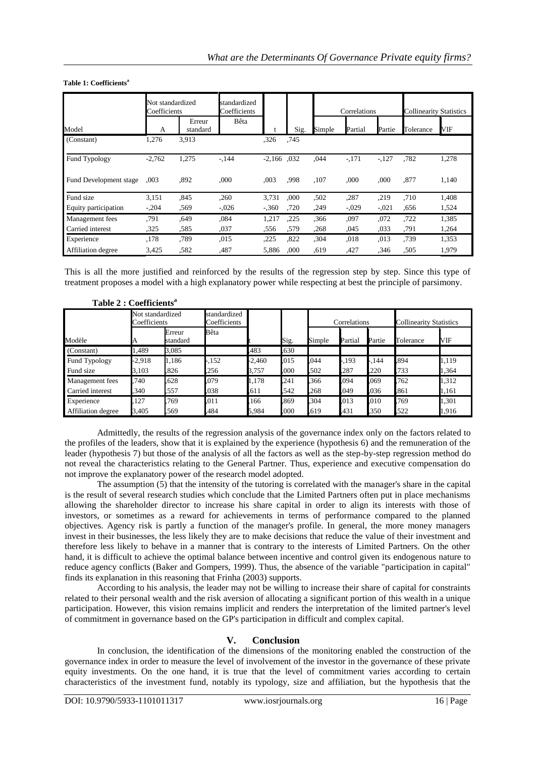**Table 1: Coefficients[a]**

| Model | Not standardized Coefficients | | standardized Coefficients | | | Correlations | | | Collinearity Statistics | |
|---|---|---|---|---|---|---|---|---|---|---|
| | A | Erreur standard | Bêta | t | Sig. | Simple | Partial | Partie | Tolerance | VIF |
| (Constant) | 1,276 | 3,913 | | ,326 | ,745 | | | | | |
| Fund Typology | -2,762 | 1,275 | -,144 | -2,166 | ,032 | ,044 | -,171 | -,127 | ,782 | 1,278 |
| Fund Development stage | ,003 | ,892 | ,000 | ,003 | ,998 | ,107 | ,000 | ,000 | ,877 | 1,140 |
| Fund size | 3,151 | ,845 | ,260 | 3,731 | ,000 | ,502 | ,287 | ,219 | ,710 | 1,408 |
| Equity participation | -,204 | ,569 | -,026 | -,360 | ,720 | ,249 | -,029 | -,021 | ,656 | 1,524 |
| Management fees | ,791 | ,649 | ,084 | 1,217 | ,225 | ,366 | ,097 | ,072 | ,722 | 1,385 |
| Carried interest | ,325 | ,585 | ,037 | ,556 | ,579 | ,268 | ,045 | ,033 | ,791 | 1,264 |
| Experience | ,178 | ,789 | ,015 | ,225 | ,822 | ,304 | ,018 | ,013 | ,739 | 1,353 |
| Affiliation degree | 3,425 | ,582 | ,487 | 5,886 | ,000 | ,619 | ,427 | ,346 | ,505 | 1,979 |

This is all the more justified and reinforced by the results of the regression step by step. Since this type of treatment proposes a model with a high explanatory power while respecting at best the principle of parsimony.

**Table 2 : Coefficients[a]**

| Modèle | Not standardized Coefficients | | standardized Coefficients | | | Correlations | | | Collinearity Statistics | |
|---|---|---|---|---|---|---|---|---|---|---|
| | A | Erreur standard | Bêta | t | Sig. | Simple | Partial | Partie | Tolerance | VIF |
| (Constant) | 1,489 | 3,085 | | ,483 | ,630 | | | | | |
| Fund Typology | -2,918 | 1,186 | -,152 | -2,460 | ,015 | ,044 | -,193 | -,144 | ,894 | 1,119 |
| Fund size | 3,103 | ,826 | ,256 | 3,757 | ,000 | ,502 | ,287 | ,220 | ,733 | 1,364 |
| Management fees | ,740 | ,628 | ,079 | 1,178 | ,241 | ,366 | ,094 | ,069 | ,762 | 1,312 |
| Carried interest | ,340 | ,557 | ,038 | ,611 | ,542 | ,268 | ,049 | ,036 | ,861 | 1,161 |
| Experience | ,127 | ,769 | ,011 | ,166 | ,869 | ,304 | ,013 | ,010 | ,769 | 1,301 |
| Affiliation degree | 3,405 | ,569 | ,484 | 5,984 | ,000 | ,619 | ,431 | ,350 | ,522 | 1,916 |

Admittedly, the results of the regression analysis of the governance index only on the factors related to the profiles of the leaders, show that it is explained by the experience (hypothesis 6) and the remuneration of the leader (hypothesis 7) but those of the analysis of all the factors as well as the step-by-step regression method do not reveal the characteristics relating to the General Partner. Thus, experience and executive compensation do not improve the explanatory power of the research model adopted.

The assumption (5) that the intensity of the tutoring is correlated with the manager's share in the capital is the result of several research studies which conclude that the Limited Partners often put in place mechanisms allowing the shareholder director to increase his share capital in order to align its interests with those of investors, or sometimes as a reward for achievements in terms of performance compared to the planned objectives. Agency risk is partly a function of the manager's profile. In general, the more money managers invest in their businesses, the less likely they are to make decisions that reduce the value of their investment and therefore less likely to behave in a manner that is contrary to the interests of Limited Partners. On the other hand, it is difficult to achieve the optimal balance between incentive and control given its endogenous nature to reduce agency conflicts (Baker and Gompers, 1999). Thus, the absence of the variable "participation in capital" finds its explanation in this reasoning that Frinha (2003) supports.

According to his analysis, the leader may not be willing to increase their share of capital for constraints related to their personal wealth and the risk aversion of allocating a significant portion of this wealth in a unique participation. However, this vision remains implicit and renders the interpretation of the limited partner's level of commitment in governance based on the GP's participation in difficult and complex capital.

## V. Conclusion

In conclusion, the identification of the dimensions of the monitoring enabled the construction of the governance index in order to measure the level of involvement of the investor in the governance of these private equity investments. On the one hand, it is true that the level of commitment varies according to certain characteristics of the investment fund, notably its typology, size and affiliation, but the hypothesis that the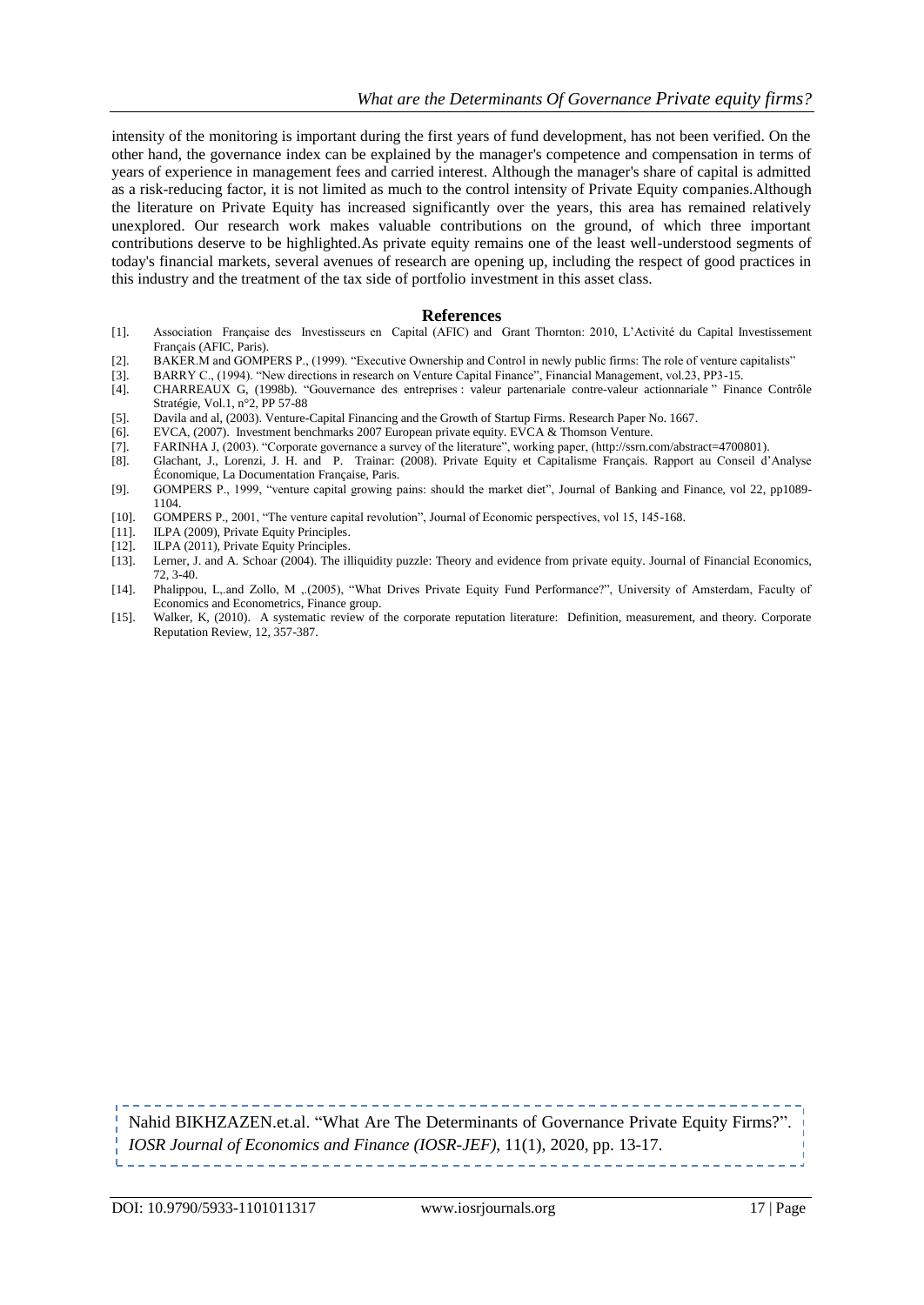intensity of the monitoring is important during the first years of fund development, has not been verified. On the other hand, the governance index can be explained by the manager's competence and compensation in terms of years of experience in management fees and carried interest. Although the manager's share of capital is admitted as a risk-reducing factor, it is not limited as much to the control intensity of Private Equity companies.Although the literature on Private Equity has increased significantly over the years, this area has remained relatively unexplored. Our research work makes valuable contributions on the ground, of which three important contributions deserve to be highlighted.As private equity remains one of the least well-understood segments of today's financial markets, several avenues of research are opening up, including the respect of good practices in this industry and the treatment of the tax side of portfolio investment in this asset class.

## References

[1]. Association Française des Investisseurs en Capital (AFIC) and Grant Thornton: 2010, L'Activité du Capital Investissement Français (AFIC, Paris).

[2]. BAKER.M and GOMPERS P., (1999). "Executive Ownership and Control in newly public firms: The role of venture capitalists"

[3]. BARRY C., (1994). "New directions in research on Venture Capital Finance", Financial Management, vol.23, PP3-15.

[4]. CHARREAUX G, (1998b). "Gouvernance des entreprises : valeur partenariale contre-valeur actionnariale " Finance Contrôle Stratégie, Vol.1, n°2, PP 57-88

[5]. Davila and al, (2003). Venture-Capital Financing and the Growth of Startup Firms. Research Paper No. 1667.

[6]. EVCA, (2007). Investment benchmarks 2007 European private equity. EVCA & Thomson Venture.

[7]. FARINHA J, (2003). "Corporate governance a survey of the literature", working paper, (http://ssrn.com/abstract=4700801).

[8]. Glachant, J., Lorenzi, J. H. and P. Trainar: (2008). Private Equity et Capitalisme Français. Rapport au Conseil d'Analyse Économique, La Documentation Française, Paris.

[9]. GOMPERS P., 1999, "venture capital growing pains: should the market diet", Journal of Banking and Finance, vol 22, pp1089-1104.

[10]. GOMPERS P., 2001, "The venture capital revolution", Journal of Economic perspectives, vol 15, 145-168.

[11]. ILPA (2009), Private Equity Principles.

[12]. ILPA (2011), Private Equity Principles.

[13]. Lerner, J. and A. Schoar (2004). The illiquidity puzzle: Theory and evidence from private equity. Journal of Financial Economics, 72, 3-40.

[14]. Phalippou, L,.and Zollo, M ,.(2005), "What Drives Private Equity Fund Performance?", University of Amsterdam, Faculty of Economics and Econometrics, Finance group.

[15]. Walker, K, (2010). A systematic review of the corporate reputation literature: Definition, measurement, and theory. Corporate Reputation Review, 12, 357-387.

Nahid BIKHZAZEN.et.al. "What Are The Determinants of Governance Private Equity Firms?". *IOSR Journal of Economics and Finance (IOSR-JEF)*, 11(1), 2020, pp. 13-17.